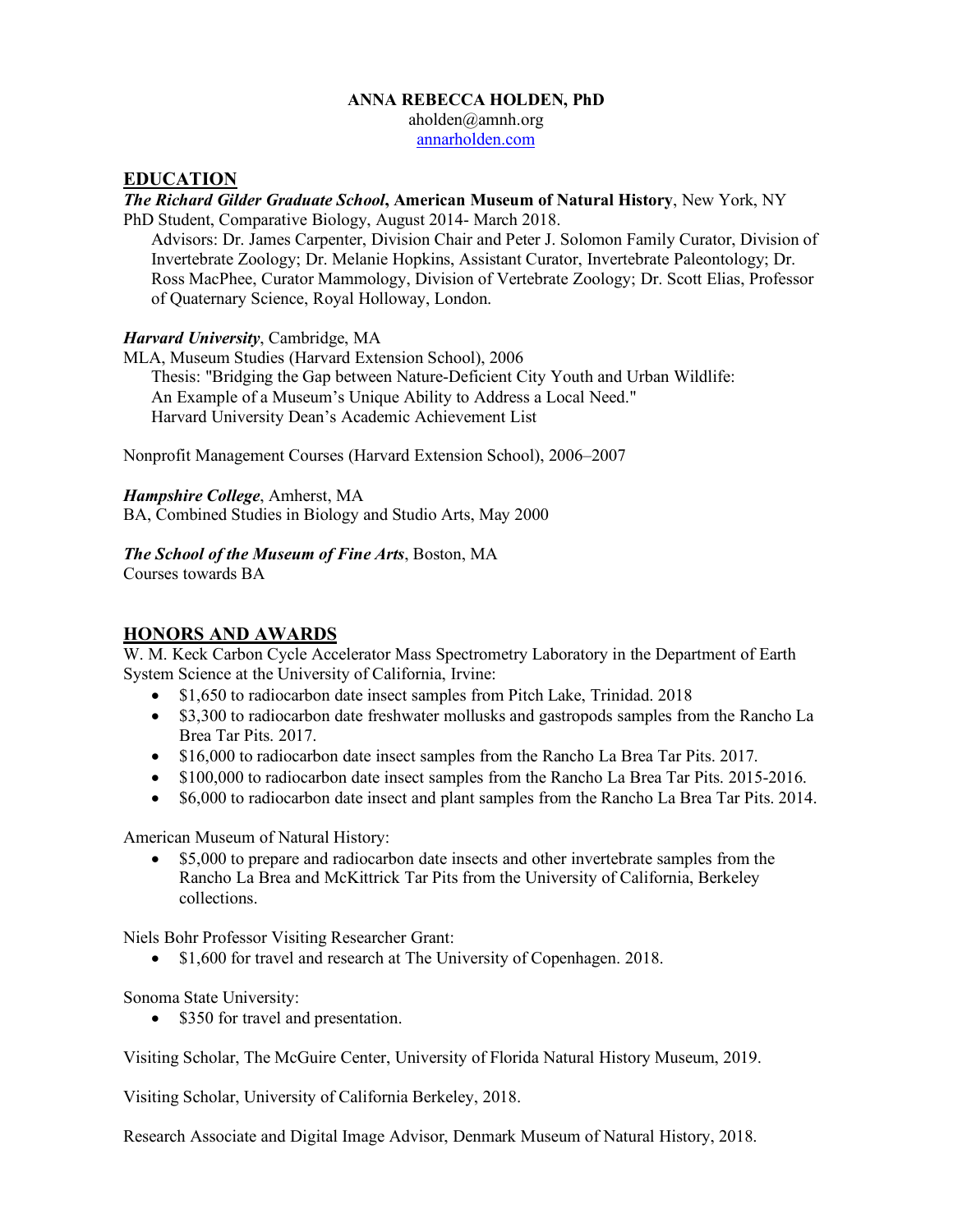**ANNA REBECCA HOLDEN, PhD**
aholden@amnh.org
[annarholden.com](annarholden.com)

## EDUCATION

***The Richard Gilder Graduate School*, American Museum of Natural History**, New York, NY
PhD Student, Comparative Biology, August 2014- March 2018.
Advisors: Dr. James Carpenter, Division Chair and Peter J. Solomon Family Curator, Division of Invertebrate Zoology; Dr. Melanie Hopkins, Assistant Curator, Invertebrate Paleontology; Dr. Ross MacPhee, Curator Mammology, Division of Vertebrate Zoology; Dr. Scott Elias, Professor of Quaternary Science, Royal Holloway, London.

***Harvard University***, Cambridge, MA
MLA, Museum Studies (Harvard Extension School), 2006
Thesis: "Bridging the Gap between Nature-Deficient City Youth and Urban Wildlife: An Example of a Museum's Unique Ability to Address a Local Need."
Harvard University Dean's Academic Achievement List

Nonprofit Management Courses (Harvard Extension School), 2006–2007

***Hampshire College***, Amherst, MA
BA, Combined Studies in Biology and Studio Arts, May 2000

***The School of the Museum of Fine Arts***, Boston, MA
Courses towards BA

## HONORS AND AWARDS

W. M. Keck Carbon Cycle Accelerator Mass Spectrometry Laboratory in the Department of Earth System Science at the University of California, Irvine:

- $1,650 to radiocarbon date insect samples from Pitch Lake, Trinidad. 2018
- $3,300 to radiocarbon date freshwater mollusks and gastropods samples from the Rancho La Brea Tar Pits. 2017.
- $16,000 to radiocarbon date insect samples from the Rancho La Brea Tar Pits. 2017.
- $100,000 to radiocarbon date insect samples from the Rancho La Brea Tar Pits. 2015-2016.
- $6,000 to radiocarbon date insect and plant samples from the Rancho La Brea Tar Pits. 2014.

American Museum of Natural History:

- $5,000 to prepare and radiocarbon date insects and other invertebrate samples from the Rancho La Brea and McKittrick Tar Pits from the University of California, Berkeley collections.

Niels Bohr Professor Visiting Researcher Grant:

- $1,600 for travel and research at The University of Copenhagen. 2018.

Sonoma State University:

- $350 for travel and presentation.

Visiting Scholar, The McGuire Center, University of Florida Natural History Museum, 2019.

Visiting Scholar, University of California Berkeley, 2018.

Research Associate and Digital Image Advisor, Denmark Museum of Natural History, 2018.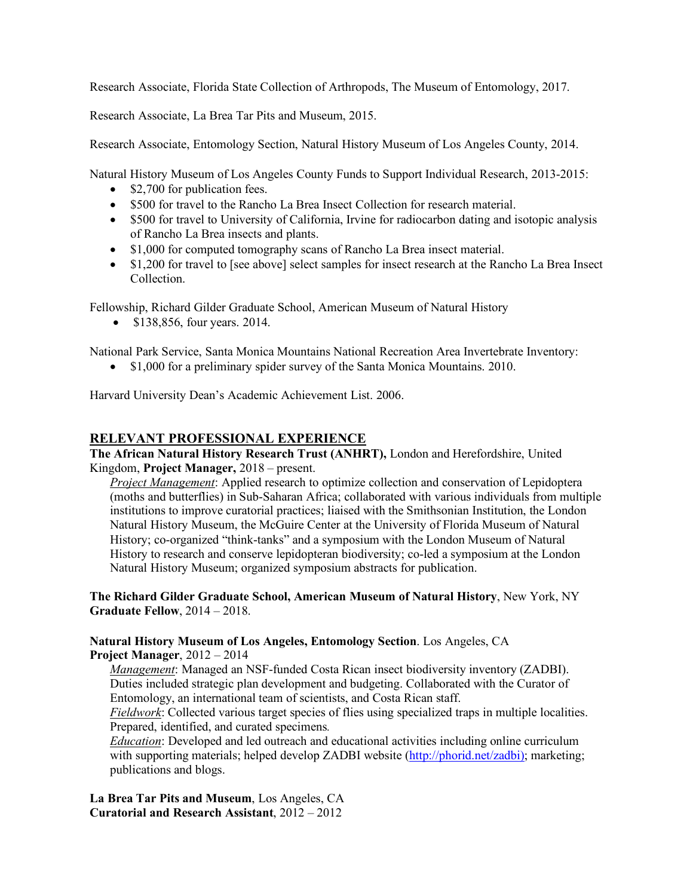Research Associate, Florida State Collection of Arthropods, The Museum of Entomology, 2017.

Research Associate, La Brea Tar Pits and Museum, 2015.

Research Associate, Entomology Section, Natural History Museum of Los Angeles County, 2014.

Natural History Museum of Los Angeles County Funds to Support Individual Research, 2013-2015:

- $2,700 for publication fees.
- $500 for travel to the Rancho La Brea Insect Collection for research material.
- $500 for travel to University of California, Irvine for radiocarbon dating and isotopic analysis of Rancho La Brea insects and plants.
- $1,000 for computed tomography scans of Rancho La Brea insect material.
- $1,200 for travel to [see above] select samples for insect research at the Rancho La Brea Insect Collection.

Fellowship, Richard Gilder Graduate School, American Museum of Natural History

- $138,856, four years. 2014.

National Park Service, Santa Monica Mountains National Recreation Area Invertebrate Inventory:

- $1,000 for a preliminary spider survey of the Santa Monica Mountains. 2010.

Harvard University Dean's Academic Achievement List. 2006.

## RELEVANT PROFESSIONAL EXPERIENCE

**The African Natural History Research Trust (ANHRT),** London and Herefordshire, United Kingdom, **Project Manager,** 2018 – present.

*Project Management*: Applied research to optimize collection and conservation of Lepidoptera (moths and butterflies) in Sub-Saharan Africa; collaborated with various individuals from multiple institutions to improve curatorial practices; liaised with the Smithsonian Institution, the London Natural History Museum, the McGuire Center at the University of Florida Museum of Natural History; co-organized "think-tanks" and a symposium with the London Museum of Natural History to research and conserve lepidopteran biodiversity; co-led a symposium at the London Natural History Museum; organized symposium abstracts for publication.

**The Richard Gilder Graduate School, American Museum of Natural History**, New York, NY
**Graduate Fellow**, 2014 – 2018.

**Natural History Museum of Los Angeles, Entomology Section**. Los Angeles, CA
**Project Manager**, 2012 – 2014

*Management*: Managed an NSF-funded Costa Rican insect biodiversity inventory (ZADBI). Duties included strategic plan development and budgeting. Collaborated with the Curator of Entomology, an international team of scientists, and Costa Rican staff.

*Fieldwork*: Collected various target species of flies using specialized traps in multiple localities. Prepared, identified, and curated specimens.

*Education*: Developed and led outreach and educational activities including online curriculum with supporting materials; helped develop ZADBI website (http://phorid.net/zadbi); marketing; publications and blogs.

**La Brea Tar Pits and Museum**, Los Angeles, CA
**Curatorial and Research Assistant**, 2012 – 2012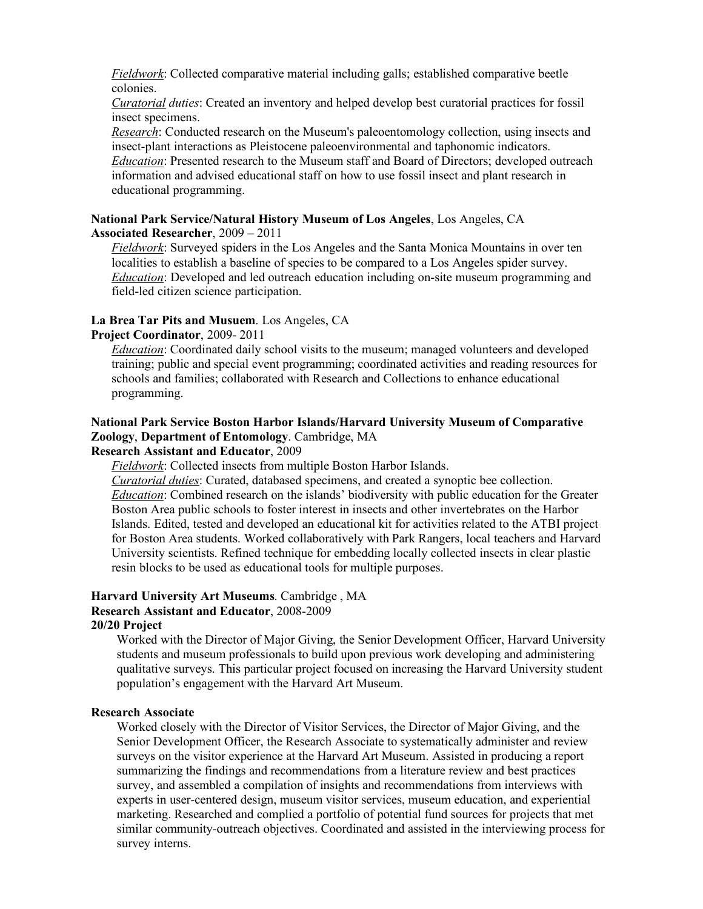*Fieldwork*: Collected comparative material including galls; established comparative beetle colonies.
*Curatorial duties*: Created an inventory and helped develop best curatorial practices for fossil insect specimens.
*Research*: Conducted research on the Museum's paleoentomology collection, using insects and insect-plant interactions as Pleistocene paleoenvironmental and taphonomic indicators.
*Education*: Presented research to the Museum staff and Board of Directors; developed outreach information and advised educational staff on how to use fossil insect and plant research in educational programming.

**National Park Service/Natural History Museum of Los Angeles**, Los Angeles, CA
**Associated Researcher**, 2009 – 2011

*Fieldwork*: Surveyed spiders in the Los Angeles and the Santa Monica Mountains in over ten localities to establish a baseline of species to be compared to a Los Angeles spider survey.
*Education*: Developed and led outreach education including on-site museum programming and field-led citizen science participation.

**La Brea Tar Pits and Musuem**. Los Angeles, CA
**Project Coordinator**, 2009- 2011

*Education*: Coordinated daily school visits to the museum; managed volunteers and developed training; public and special event programming; coordinated activities and reading resources for schools and families; collaborated with Research and Collections to enhance educational programming.

**National Park Service Boston Harbor Islands/Harvard University Museum of Comparative Zoology**, **Department of Entomology**. Cambridge, MA
**Research Assistant and Educator**, 2009

*Fieldwork*: Collected insects from multiple Boston Harbor Islands.
*Curatorial duties*: Curated, databased specimens, and created a synoptic bee collection.
*Education*: Combined research on the islands' biodiversity with public education for the Greater Boston Area public schools to foster interest in insects and other invertebrates on the Harbor Islands. Edited, tested and developed an educational kit for activities related to the ATBI project for Boston Area students. Worked collaboratively with Park Rangers, local teachers and Harvard University scientists. Refined technique for embedding locally collected insects in clear plastic resin blocks to be used as educational tools for multiple purposes.

**Harvard University Art Museums**. Cambridge , MA
**Research Assistant and Educator**, 2008-2009
**20/20 Project**

Worked with the Director of Major Giving, the Senior Development Officer, Harvard University students and museum professionals to build upon previous work developing and administering qualitative surveys. This particular project focused on increasing the Harvard University student population's engagement with the Harvard Art Museum.

**Research Associate**

Worked closely with the Director of Visitor Services, the Director of Major Giving, and the Senior Development Officer, the Research Associate to systematically administer and review surveys on the visitor experience at the Harvard Art Museum. Assisted in producing a report summarizing the findings and recommendations from a literature review and best practices survey, and assembled a compilation of insights and recommendations from interviews with experts in user-centered design, museum visitor services, museum education, and experiential marketing. Researched and complied a portfolio of potential fund sources for projects that met similar community-outreach objectives. Coordinated and assisted in the interviewing process for survey interns.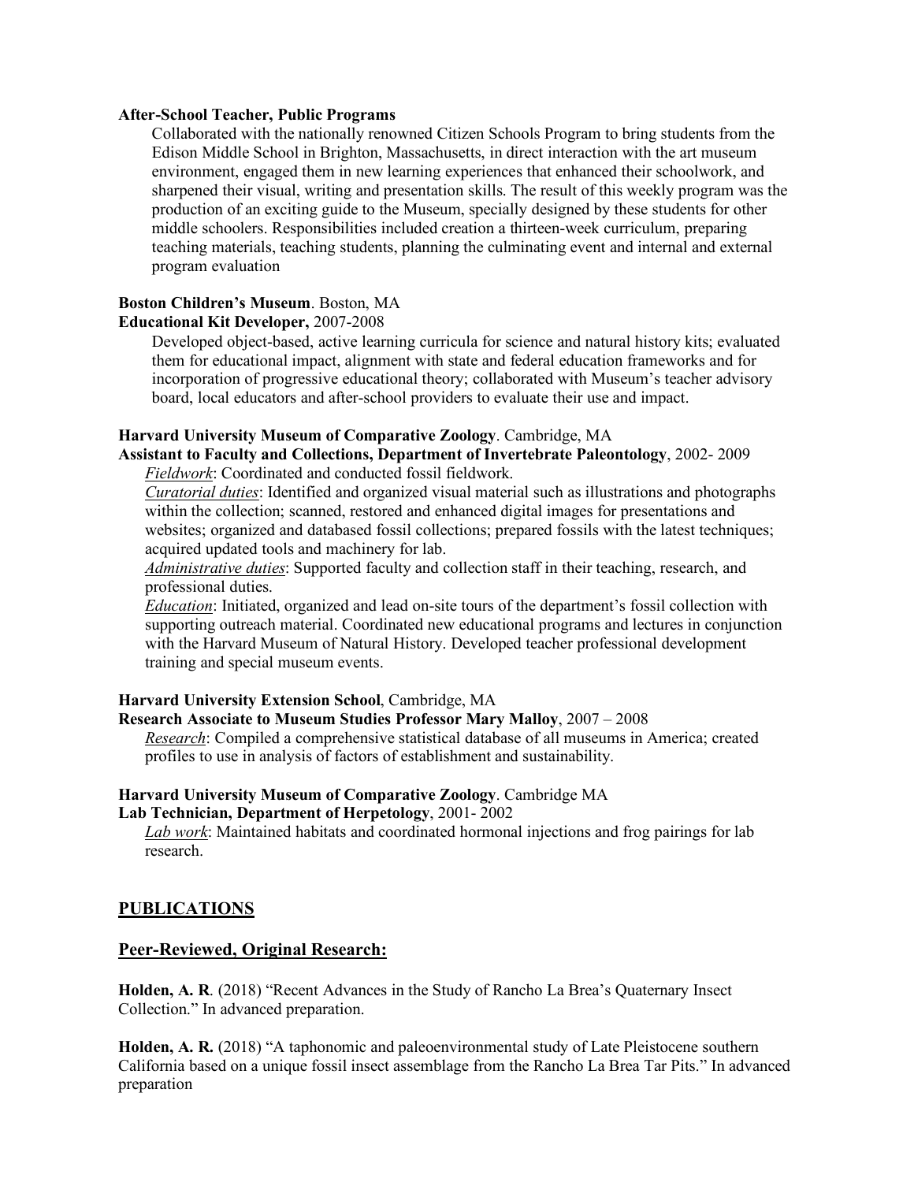**After-School Teacher, Public Programs**

Collaborated with the nationally renowned Citizen Schools Program to bring students from the Edison Middle School in Brighton, Massachusetts, in direct interaction with the art museum environment, engaged them in new learning experiences that enhanced their schoolwork, and sharpened their visual, writing and presentation skills. The result of this weekly program was the production of an exciting guide to the Museum, specially designed by these students for other middle schoolers. Responsibilities included creation a thirteen-week curriculum, preparing teaching materials, teaching students, planning the culminating event and internal and external program evaluation

**Boston Children's Museum**. Boston, MA
**Educational Kit Developer,** 2007-2008

Developed object-based, active learning curricula for science and natural history kits; evaluated them for educational impact, alignment with state and federal education frameworks and for incorporation of progressive educational theory; collaborated with Museum's teacher advisory board, local educators and after-school providers to evaluate their use and impact.

**Harvard University Museum of Comparative Zoology**. Cambridge, MA
**Assistant to Faculty and Collections, Department of Invertebrate Paleontology**, 2002- 2009

*Fieldwork*: Coordinated and conducted fossil fieldwork.
*Curatorial duties*: Identified and organized visual material such as illustrations and photographs within the collection; scanned, restored and enhanced digital images for presentations and websites; organized and databased fossil collections; prepared fossils with the latest techniques; acquired updated tools and machinery for lab.
*Administrative duties*: Supported faculty and collection staff in their teaching, research, and professional duties.
*Education*: Initiated, organized and lead on-site tours of the department's fossil collection with supporting outreach material. Coordinated new educational programs and lectures in conjunction with the Harvard Museum of Natural History. Developed teacher professional development training and special museum events.

**Harvard University Extension School**, Cambridge, MA
**Research Associate to Museum Studies Professor Mary Malloy**, 2007 – 2008

*Research*: Compiled a comprehensive statistical database of all museums in America; created profiles to use in analysis of factors of establishment and sustainability.

**Harvard University Museum of Comparative Zoology**. Cambridge MA
**Lab Technician, Department of Herpetology**, 2001- 2002

*Lab work*: Maintained habitats and coordinated hormonal injections and frog pairings for lab research.

## PUBLICATIONS

### Peer-Reviewed, Original Research:

**Holden, A. R**. (2018) "Recent Advances in the Study of Rancho La Brea's Quaternary Insect Collection." In advanced preparation.

**Holden, A. R.** (2018) "A taphonomic and paleoenvironmental study of Late Pleistocene southern California based on a unique fossil insect assemblage from the Rancho La Brea Tar Pits." In advanced preparation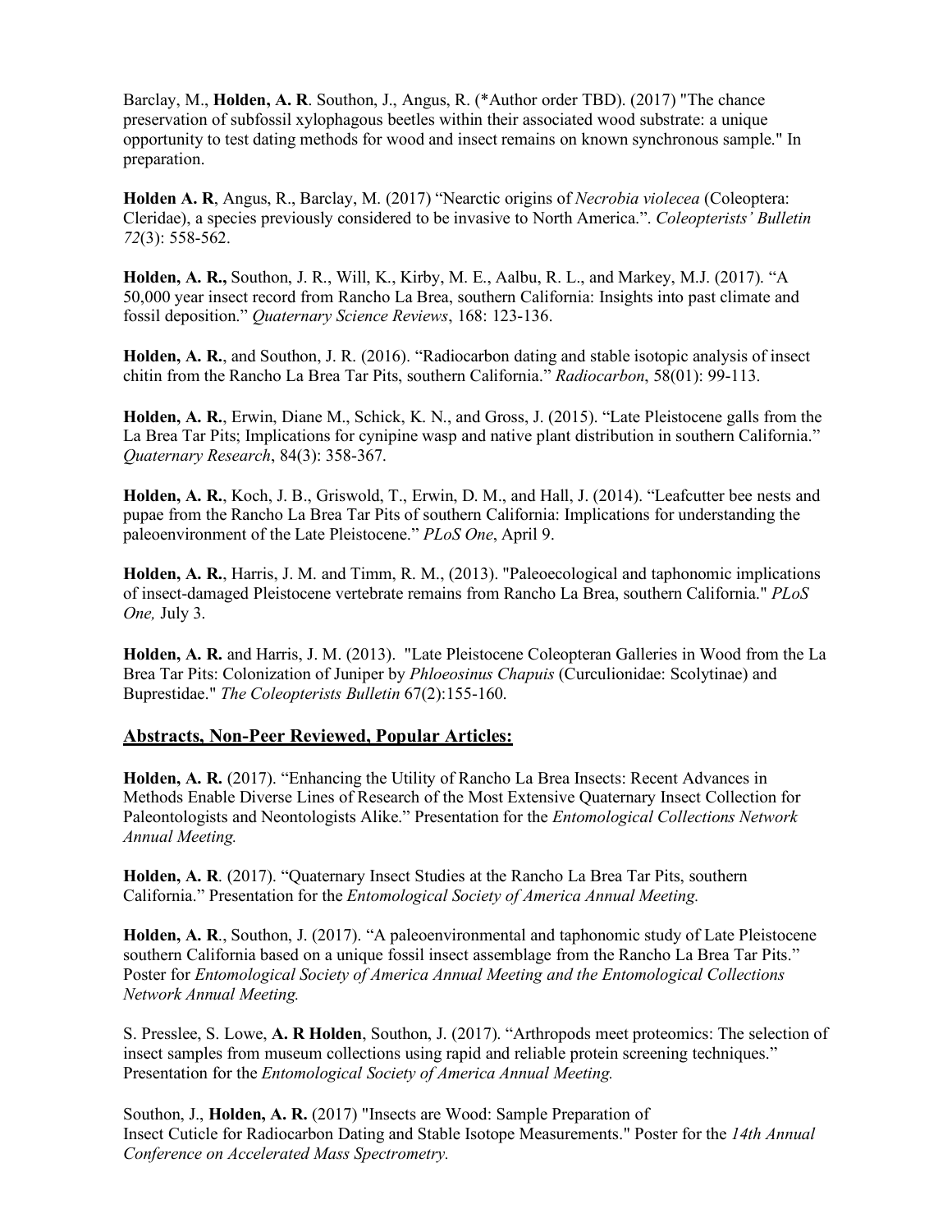Barclay, M., **Holden, A. R**. Southon, J., Angus, R. (*Author order TBD). (2017) "The chance preservation of subfossil xylophagous beetles within their associated wood substrate: a unique opportunity to test dating methods for wood and insect remains on known synchronous sample." In preparation.

**Holden A. R**, Angus, R., Barclay, M. (2017) "Nearctic origins of *Necrobia violecea* (Coleoptera: Cleridae), a species previously considered to be invasive to North America.". *Coleopterists' Bulletin 72*(3): 558-562.

**Holden, A. R.,** Southon, J. R., Will, K., Kirby, M. E., Aalbu, R. L., and Markey, M.J. (2017). "A 50,000 year insect record from Rancho La Brea, southern California: Insights into past climate and fossil deposition." *Quaternary Science Reviews*, 168: 123-136.

**Holden, A. R.**, and Southon, J. R. (2016). "Radiocarbon dating and stable isotopic analysis of insect chitin from the Rancho La Brea Tar Pits, southern California." *Radiocarbon*, 58(01): 99-113.

**Holden, A. R.**, Erwin, Diane M., Schick, K. N., and Gross, J. (2015). "Late Pleistocene galls from the La Brea Tar Pits; Implications for cynipine wasp and native plant distribution in southern California." *Quaternary Research*, 84(3): 358-367.

**Holden, A. R.**, Koch, J. B., Griswold, T., Erwin, D. M., and Hall, J. (2014). "Leafcutter bee nests and pupae from the Rancho La Brea Tar Pits of southern California: Implications for understanding the paleoenvironment of the Late Pleistocene." *PLoS One*, April 9.

**Holden, A. R.**, Harris, J. M. and Timm, R. M., (2013). "Paleoecological and taphonomic implications of insect-damaged Pleistocene vertebrate remains from Rancho La Brea, southern California." *PLoS One,* July 3.

**Holden, A. R.** and Harris, J. M. (2013). "Late Pleistocene Coleopteran Galleries in Wood from the La Brea Tar Pits: Colonization of Juniper by *Phloeosinus Chapuis* (Curculionidae: Scolytinae) and Buprestidae." *The Coleopterists Bulletin* 67(2):155-160.

## Abstracts, Non-Peer Reviewed, Popular Articles:

**Holden, A. R.** (2017). "Enhancing the Utility of Rancho La Brea Insects: Recent Advances in Methods Enable Diverse Lines of Research of the Most Extensive Quaternary Insect Collection for Paleontologists and Neontologists Alike." Presentation for the *Entomological Collections Network Annual Meeting.*

**Holden, A. R**. (2017). "Quaternary Insect Studies at the Rancho La Brea Tar Pits, southern California." Presentation for the *Entomological Society of America Annual Meeting.*

**Holden, A. R**., Southon, J. (2017). "A paleoenvironmental and taphonomic study of Late Pleistocene southern California based on a unique fossil insect assemblage from the Rancho La Brea Tar Pits." Poster for *Entomological Society of America Annual Meeting and the Entomological Collections Network Annual Meeting.*

S. Presslee, S. Lowe, **A. R Holden**, Southon, J. (2017). "Arthropods meet proteomics: The selection of insect samples from museum collections using rapid and reliable protein screening techniques." Presentation for the *Entomological Society of America Annual Meeting.*

Southon, J., **Holden, A. R.** (2017) "Insects are Wood: Sample Preparation of Insect Cuticle for Radiocarbon Dating and Stable Isotope Measurements." Poster for the *14th Annual Conference on Accelerated Mass Spectrometry.*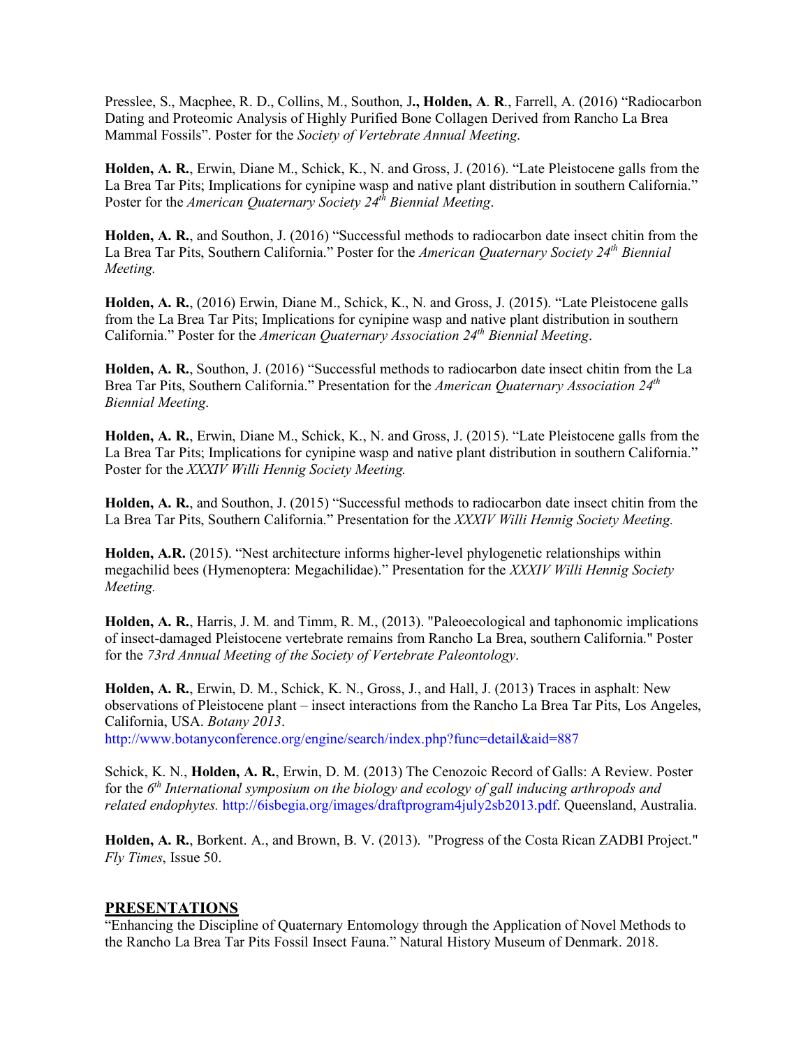Presslee, S., Macphee, R. D., Collins, M., Southon, J**., Holden, A**. **R**., Farrell, A. (2016) "Radiocarbon Dating and Proteomic Analysis of Highly Purified Bone Collagen Derived from Rancho La Brea Mammal Fossils". Poster for the *Society of Vertebrate Annual Meeting*.

**Holden, A. R.**, Erwin, Diane M., Schick, K., N. and Gross, J. (2016). "Late Pleistocene galls from the La Brea Tar Pits; Implications for cynipine wasp and native plant distribution in southern California." Poster for the *American Quaternary Society 24th Biennial Meeting*.

**Holden, A. R.**, and Southon, J. (2016) "Successful methods to radiocarbon date insect chitin from the La Brea Tar Pits, Southern California." Poster for the *American Quaternary Society 24th Biennial Meeting.*

**Holden, A. R.**, (2016) Erwin, Diane M., Schick, K., N. and Gross, J. (2015). "Late Pleistocene galls from the La Brea Tar Pits; Implications for cynipine wasp and native plant distribution in southern California." Poster for the *American Quaternary Association 24th Biennial Meeting*.

**Holden, A. R.**, Southon, J. (2016) "Successful methods to radiocarbon date insect chitin from the La Brea Tar Pits, Southern California." Presentation for the *American Quaternary Association 24th Biennial Meeting*.

**Holden, A. R.**, Erwin, Diane M., Schick, K., N. and Gross, J. (2015). "Late Pleistocene galls from the La Brea Tar Pits; Implications for cynipine wasp and native plant distribution in southern California." Poster for the *XXXIV Willi Hennig Society Meeting.*

**Holden, A. R.**, and Southon, J. (2015) "Successful methods to radiocarbon date insect chitin from the La Brea Tar Pits, Southern California." Presentation for the *XXXIV Willi Hennig Society Meeting.*

**Holden, A.R.** (2015). "Nest architecture informs higher-level phylogenetic relationships within megachilid bees (Hymenoptera: Megachilidae)." Presentation for the *XXXIV Willi Hennig Society Meeting.*

**Holden, A. R.**, Harris, J. M. and Timm, R. M., (2013). "Paleoecological and taphonomic implications of insect-damaged Pleistocene vertebrate remains from Rancho La Brea, southern California." Poster for the *73rd Annual Meeting of the Society of Vertebrate Paleontology*.

**Holden, A. R.**, Erwin, D. M., Schick, K. N., Gross, J., and Hall, J. (2013) Traces in asphalt: New observations of Pleistocene plant – insect interactions from the Rancho La Brea Tar Pits, Los Angeles, California, USA. *Botany 2013*.
http://www.botanyconference.org/engine/search/index.php?func=detail&aid=887

Schick, K. N., **Holden, A. R.**, Erwin, D. M. (2013) The Cenozoic Record of Galls: A Review. Poster for the *6th International symposium on the biology and ecology of gall inducing arthropods and related endophytes.* http://6isbegia.org/images/draftprogram4july2sb2013.pdf. Queensland, Australia.

**Holden, A. R.**, Borkent. A., and Brown, B. V. (2013). "Progress of the Costa Rican ZADBI Project." *Fly Times*, Issue 50.

## PRESENTATIONS

"Enhancing the Discipline of Quaternary Entomology through the Application of Novel Methods to the Rancho La Brea Tar Pits Fossil Insect Fauna." Natural History Museum of Denmark. 2018.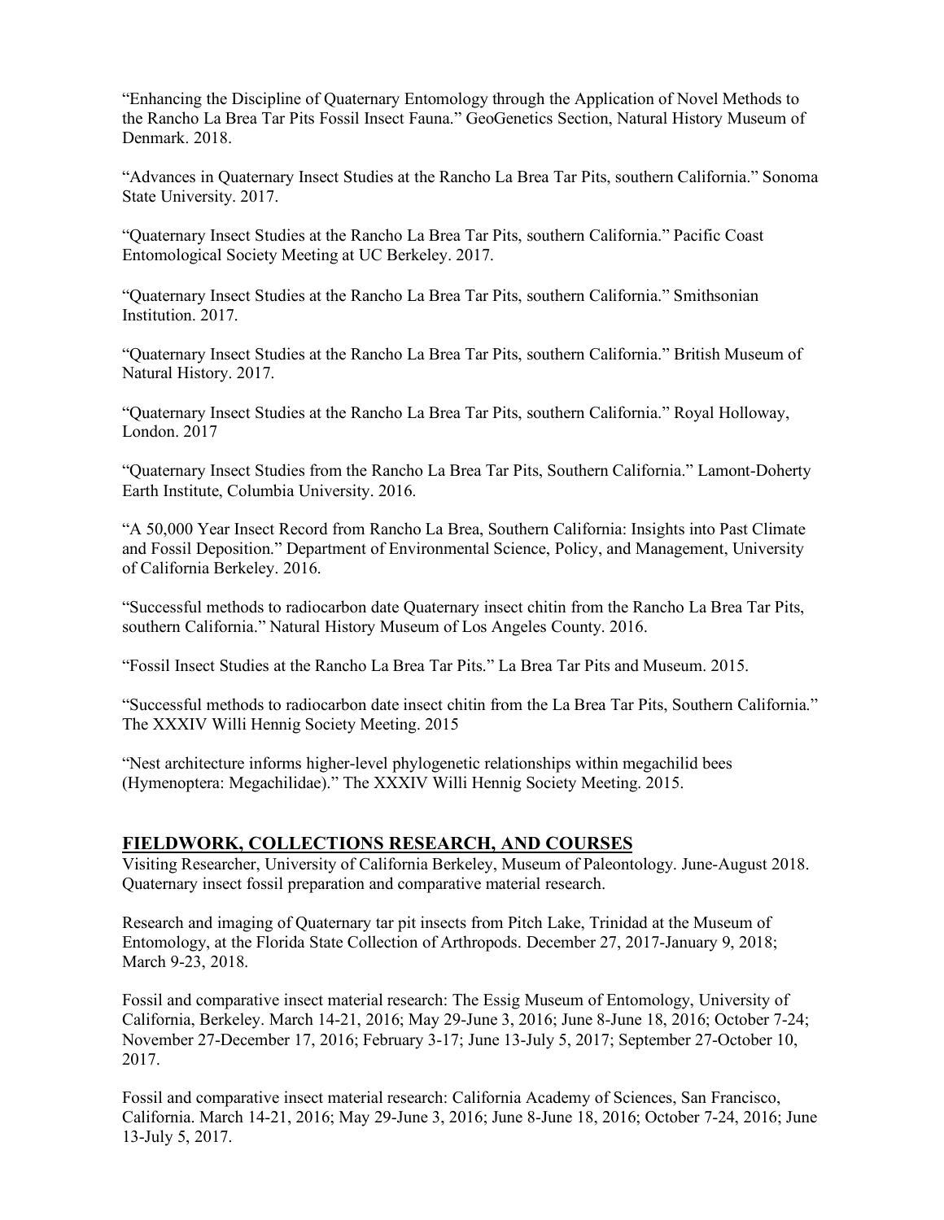"Enhancing the Discipline of Quaternary Entomology through the Application of Novel Methods to the Rancho La Brea Tar Pits Fossil Insect Fauna." GeoGenetics Section, Natural History Museum of Denmark. 2018.

"Advances in Quaternary Insect Studies at the Rancho La Brea Tar Pits, southern California." Sonoma State University. 2017.

"Quaternary Insect Studies at the Rancho La Brea Tar Pits, southern California." Pacific Coast Entomological Society Meeting at UC Berkeley. 2017.

"Quaternary Insect Studies at the Rancho La Brea Tar Pits, southern California." Smithsonian Institution. 2017.

"Quaternary Insect Studies at the Rancho La Brea Tar Pits, southern California." British Museum of Natural History. 2017.

"Quaternary Insect Studies at the Rancho La Brea Tar Pits, southern California." Royal Holloway, London. 2017

"Quaternary Insect Studies from the Rancho La Brea Tar Pits, Southern California." Lamont-Doherty Earth Institute, Columbia University. 2016.

"A 50,000 Year Insect Record from Rancho La Brea, Southern California: Insights into Past Climate and Fossil Deposition." Department of Environmental Science, Policy, and Management, University of California Berkeley. 2016.

"Successful methods to radiocarbon date Quaternary insect chitin from the Rancho La Brea Tar Pits, southern California." Natural History Museum of Los Angeles County. 2016.

"Fossil Insect Studies at the Rancho La Brea Tar Pits." La Brea Tar Pits and Museum. 2015.

"Successful methods to radiocarbon date insect chitin from the La Brea Tar Pits, Southern California." The XXXIV Willi Hennig Society Meeting. 2015

"Nest architecture informs higher-level phylogenetic relationships within megachilid bees (Hymenoptera: Megachilidae)." The XXXIV Willi Hennig Society Meeting. 2015.

## FIELDWORK, COLLECTIONS RESEARCH, AND COURSES

Visiting Researcher, University of California Berkeley, Museum of Paleontology. June-August 2018. Quaternary insect fossil preparation and comparative material research.

Research and imaging of Quaternary tar pit insects from Pitch Lake, Trinidad at the Museum of Entomology, at the Florida State Collection of Arthropods. December 27, 2017-January 9, 2018; March 9-23, 2018.

Fossil and comparative insect material research: The Essig Museum of Entomology, University of California, Berkeley. March 14-21, 2016; May 29-June 3, 2016; June 8-June 18, 2016; October 7-24; November 27-December 17, 2016; February 3-17; June 13-July 5, 2017; September 27-October 10, 2017.

Fossil and comparative insect material research: California Academy of Sciences, San Francisco, California. March 14-21, 2016; May 29-June 3, 2016; June 8-June 18, 2016; October 7-24, 2016; June 13-July 5, 2017.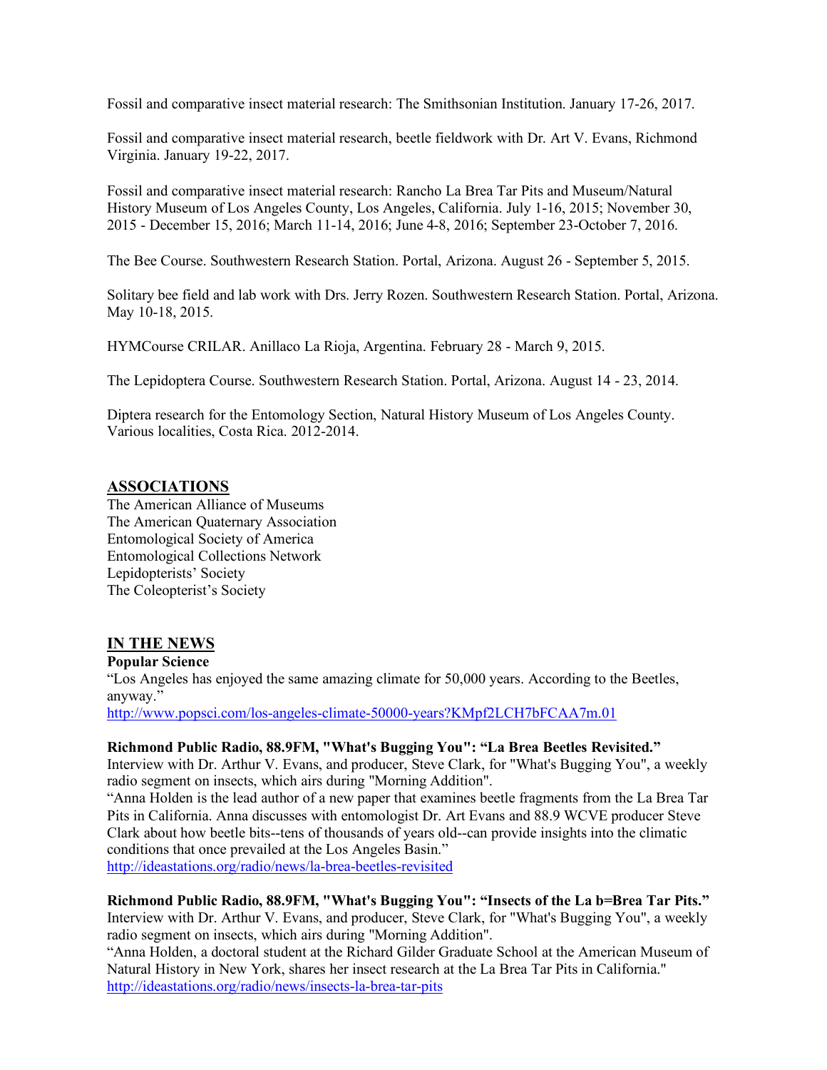Fossil and comparative insect material research: The Smithsonian Institution. January 17-26, 2017.

Fossil and comparative insect material research, beetle fieldwork with Dr. Art V. Evans, Richmond Virginia. January 19-22, 2017.

Fossil and comparative insect material research: Rancho La Brea Tar Pits and Museum/Natural History Museum of Los Angeles County, Los Angeles, California. July 1-16, 2015; November 30, 2015 - December 15, 2016; March 11-14, 2016; June 4-8, 2016; September 23-October 7, 2016.

The Bee Course. Southwestern Research Station. Portal, Arizona. August 26 - September 5, 2015.

Solitary bee field and lab work with Drs. Jerry Rozen. Southwestern Research Station. Portal, Arizona. May 10-18, 2015.

HYMCourse CRILAR. Anillaco La Rioja, Argentina. February 28 - March 9, 2015.

The Lepidoptera Course. Southwestern Research Station. Portal, Arizona. August 14 - 23, 2014.

Diptera research for the Entomology Section, Natural History Museum of Los Angeles County. Various localities, Costa Rica. 2012-2014.

## ASSOCIATIONS

The American Alliance of Museums
The American Quaternary Association
Entomological Society of America
Entomological Collections Network
Lepidopterists' Society
The Coleopterist's Society

## IN THE NEWS

**Popular Science**
"Los Angeles has enjoyed the same amazing climate for 50,000 years. According to the Beetles, anyway."
http://www.popsci.com/los-angeles-climate-50000-years?KMpf2LCH7bFCAA7m.01

**Richmond Public Radio, 88.9FM, "What's Bugging You": "La Brea Beetles Revisited."**
Interview with Dr. Arthur V. Evans, and producer, Steve Clark, for "What's Bugging You", a weekly radio segment on insects, which airs during "Morning Addition".
"Anna Holden is the lead author of a new paper that examines beetle fragments from the La Brea Tar Pits in California. Anna discusses with entomologist Dr. Art Evans and 88.9 WCVE producer Steve Clark about how beetle bits--tens of thousands of years old--can provide insights into the climatic conditions that once prevailed at the Los Angeles Basin."
http://ideastations.org/radio/news/la-brea-beetles-revisited

**Richmond Public Radio, 88.9FM, "What's Bugging You": "Insects of the La b=Brea Tar Pits."**
Interview with Dr. Arthur V. Evans, and producer, Steve Clark, for "What's Bugging You", a weekly radio segment on insects, which airs during "Morning Addition".
"Anna Holden, a doctoral student at the Richard Gilder Graduate School at the American Museum of Natural History in New York, shares her insect research at the La Brea Tar Pits in California."
http://ideastations.org/radio/news/insects-la-brea-tar-pits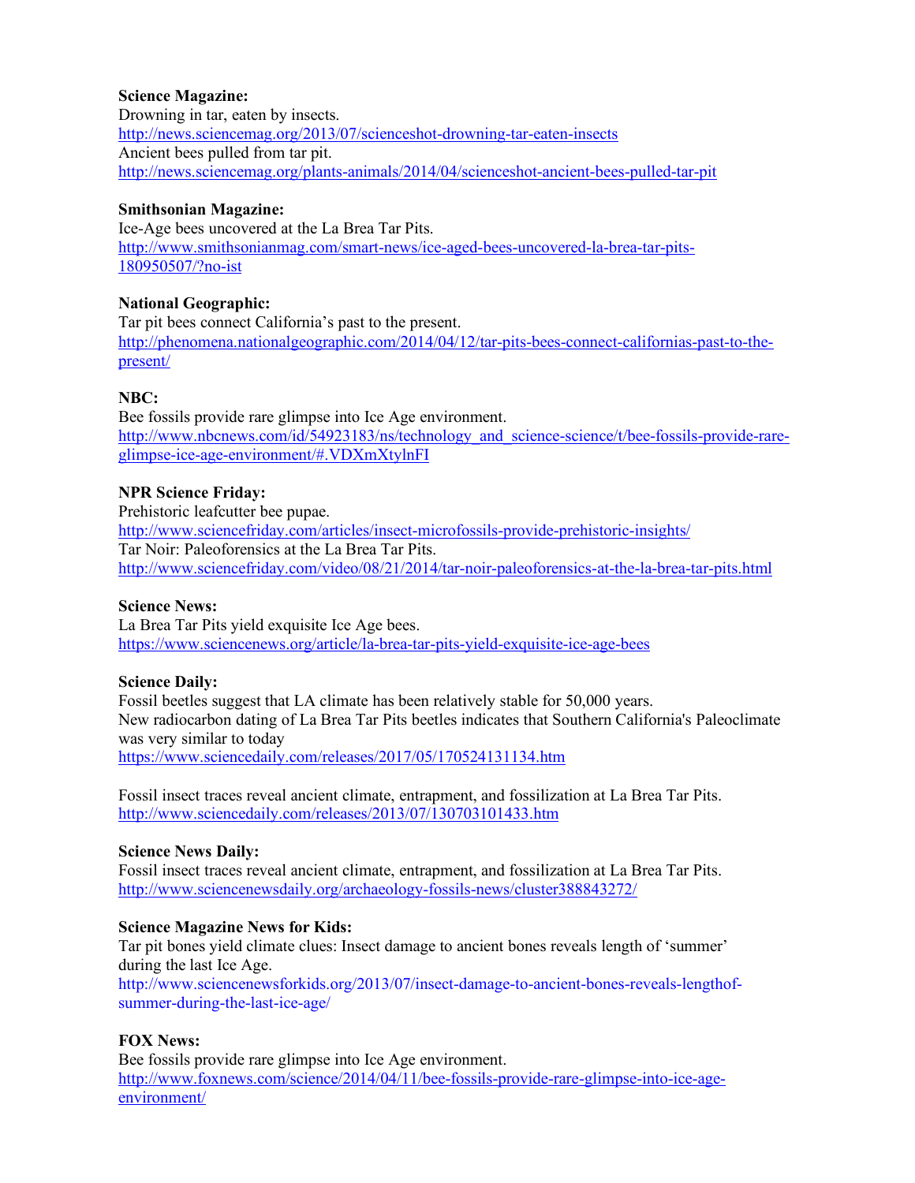**Science Magazine:**
Drowning in tar, eaten by insects.
http://news.sciencemag.org/2013/07/scienceshot-drowning-tar-eaten-insects
Ancient bees pulled from tar pit.
http://news.sciencemag.org/plants-animals/2014/04/scienceshot-ancient-bees-pulled-tar-pit

**Smithsonian Magazine:**
Ice-Age bees uncovered at the La Brea Tar Pits.
http://www.smithsonianmag.com/smart-news/ice-aged-bees-uncovered-la-brea-tar-pits-180950507/?no-ist

**National Geographic:**
Tar pit bees connect California's past to the present.
http://phenomena.nationalgeographic.com/2014/04/12/tar-pits-bees-connect-californias-past-to-the-present/

**NBC:**
Bee fossils provide rare glimpse into Ice Age environment.
http://www.nbcnews.com/id/54923183/ns/technology_and_science-science/t/bee-fossils-provide-rare-glimpse-ice-age-environment/#.VDXmXtylnFI

**NPR Science Friday:**
Prehistoric leafcutter bee pupae.
http://www.sciencefriday.com/articles/insect-microfossils-provide-prehistoric-insights/
Tar Noir: Paleoforensics at the La Brea Tar Pits.
http://www.sciencefriday.com/video/08/21/2014/tar-noir-paleoforensics-at-the-la-brea-tar-pits.html

**Science News:**
La Brea Tar Pits yield exquisite Ice Age bees.
https://www.sciencenews.org/article/la-brea-tar-pits-yield-exquisite-ice-age-bees

**Science Daily:**
Fossil beetles suggest that LA climate has been relatively stable for 50,000 years.
New radiocarbon dating of La Brea Tar Pits beetles indicates that Southern California's Paleoclimate was very similar to today
https://www.sciencedaily.com/releases/2017/05/170524131134.htm

Fossil insect traces reveal ancient climate, entrapment, and fossilization at La Brea Tar Pits.
http://www.sciencedaily.com/releases/2013/07/130703101433.htm

**Science News Daily:**
Fossil insect traces reveal ancient climate, entrapment, and fossilization at La Brea Tar Pits.
http://www.sciencenewsdaily.org/archaeology-fossils-news/cluster388843272/

**Science Magazine News for Kids:**
Tar pit bones yield climate clues: Insect damage to ancient bones reveals length of 'summer' during the last Ice Age.
http://www.sciencenewsforkids.org/2013/07/insect-damage-to-ancient-bones-reveals-lengthof-summer-during-the-last-ice-age/

**FOX News:**
Bee fossils provide rare glimpse into Ice Age environment.
http://www.foxnews.com/science/2014/04/11/bee-fossils-provide-rare-glimpse-into-ice-age-environment/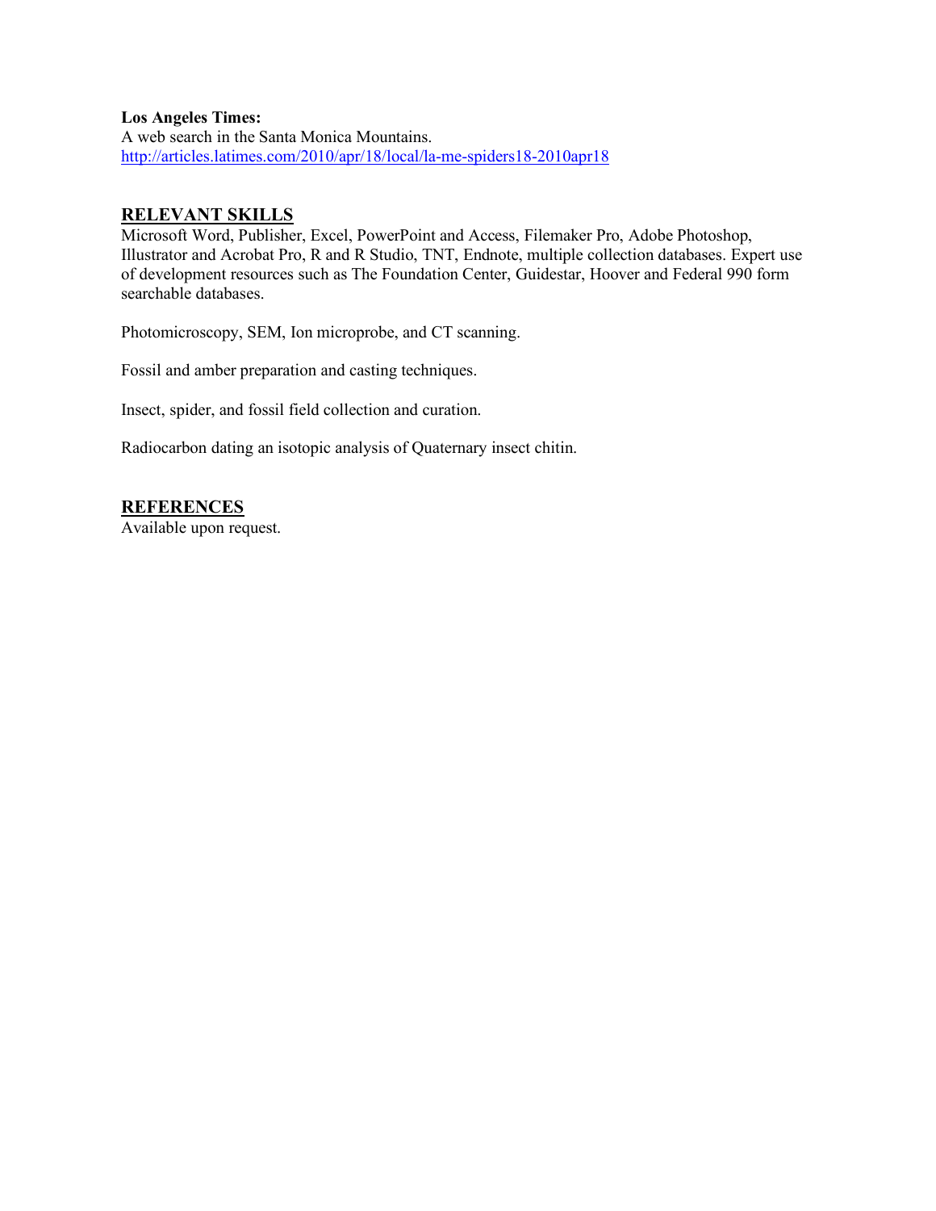**Los Angeles Times:**
A web search in the Santa Monica Mountains.
http://articles.latimes.com/2010/apr/18/local/la-me-spiders18-2010apr18

## RELEVANT SKILLS

Microsoft Word, Publisher, Excel, PowerPoint and Access, Filemaker Pro, Adobe Photoshop, Illustrator and Acrobat Pro, R and R Studio, TNT, Endnote, multiple collection databases. Expert use of development resources such as The Foundation Center, Guidestar, Hoover and Federal 990 form searchable databases.

Photomicroscopy, SEM, Ion microprobe, and CT scanning.

Fossil and amber preparation and casting techniques.

Insect, spider, and fossil field collection and curation.

Radiocarbon dating an isotopic analysis of Quaternary insect chitin.

## REFERENCES

Available upon request.